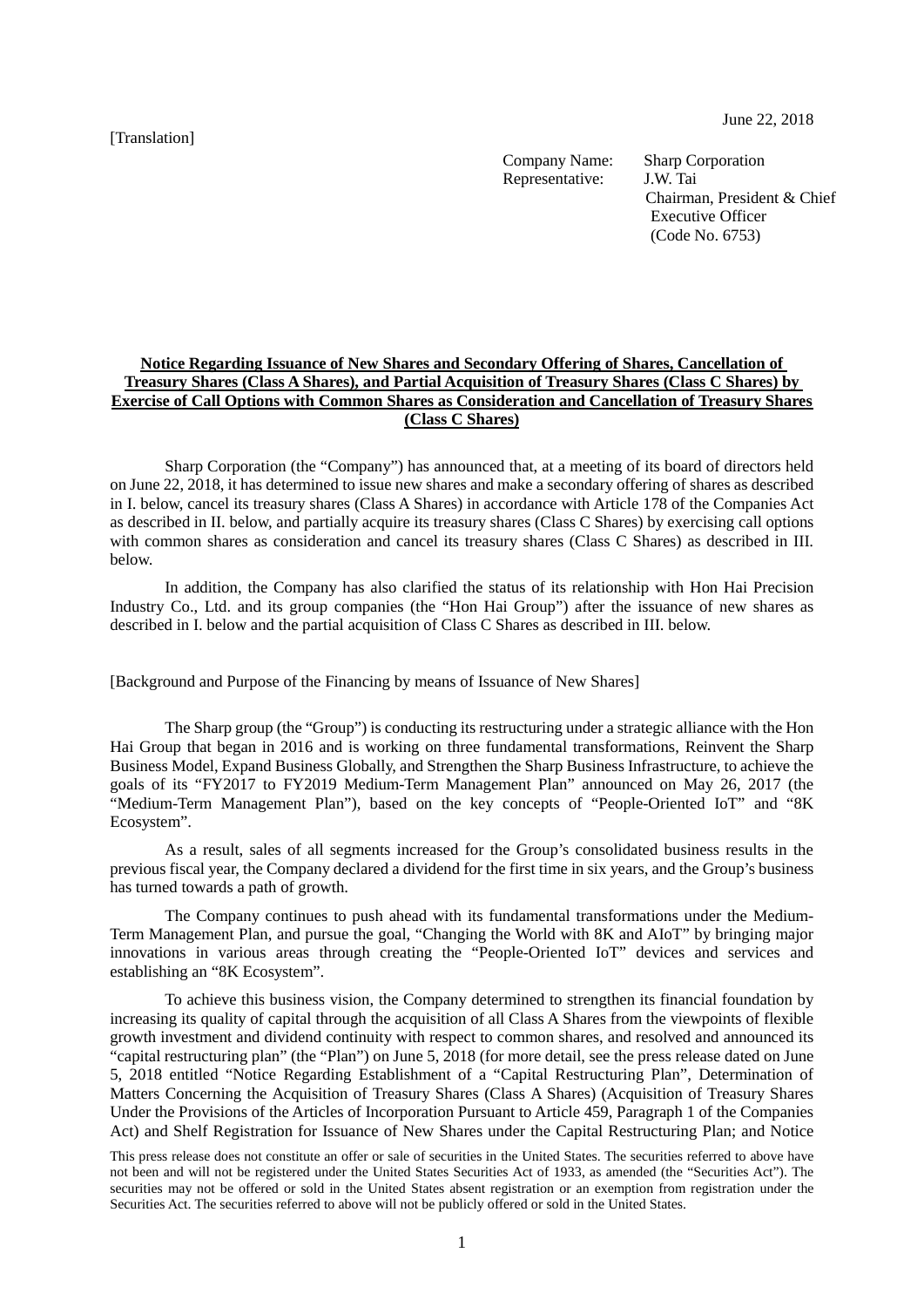June 22, 2018

[Translation]

Company Name: Sharp Corporation
Representative: J.W. Tai
Chairman, President & Chief Executive Officer
(Code No. 6753)

**Notice Regarding Issuance of New Shares and Secondary Offering of Shares, Cancellation of Treasury Shares (Class A Shares), and Partial Acquisition of Treasury Shares (Class C Shares) by Exercise of Call Options with Common Shares as Consideration and Cancellation of Treasury Shares (Class C Shares)**

Sharp Corporation (the "Company") has announced that, at a meeting of its board of directors held on June 22, 2018, it has determined to issue new shares and make a secondary offering of shares as described in I. below, cancel its treasury shares (Class A Shares) in accordance with Article 178 of the Companies Act as described in II. below, and partially acquire its treasury shares (Class C Shares) by exercising call options with common shares as consideration and cancel its treasury shares (Class C Shares) as described in III. below.

In addition, the Company has also clarified the status of its relationship with Hon Hai Precision Industry Co., Ltd. and its group companies (the "Hon Hai Group") after the issuance of new shares as described in I. below and the partial acquisition of Class C Shares as described in III. below.

[Background and Purpose of the Financing by means of Issuance of New Shares]

The Sharp group (the "Group") is conducting its restructuring under a strategic alliance with the Hon Hai Group that began in 2016 and is working on three fundamental transformations, Reinvent the Sharp Business Model, Expand Business Globally, and Strengthen the Sharp Business Infrastructure, to achieve the goals of its "FY2017 to FY2019 Medium-Term Management Plan" announced on May 26, 2017 (the "Medium-Term Management Plan"), based on the key concepts of "People-Oriented IoT" and "8K Ecosystem".

As a result, sales of all segments increased for the Group's consolidated business results in the previous fiscal year, the Company declared a dividend for the first time in six years, and the Group's business has turned towards a path of growth.

The Company continues to push ahead with its fundamental transformations under the Medium-Term Management Plan, and pursue the goal, "Changing the World with 8K and AIoT" by bringing major innovations in various areas through creating the "People-Oriented IoT" devices and services and establishing an "8K Ecosystem".

To achieve this business vision, the Company determined to strengthen its financial foundation by increasing its quality of capital through the acquisition of all Class A Shares from the viewpoints of flexible growth investment and dividend continuity with respect to common shares, and resolved and announced its "capital restructuring plan" (the "Plan") on June 5, 2018 (for more detail, see the press release dated on June 5, 2018 entitled "Notice Regarding Establishment of a "Capital Restructuring Plan", Determination of Matters Concerning the Acquisition of Treasury Shares (Class A Shares) (Acquisition of Treasury Shares Under the Provisions of the Articles of Incorporation Pursuant to Article 459, Paragraph 1 of the Companies Act) and Shelf Registration for Issuance of New Shares under the Capital Restructuring Plan; and Notice

This press release does not constitute an offer or sale of securities in the United States. The securities referred to above have not been and will not be registered under the United States Securities Act of 1933, as amended (the "Securities Act"). The securities may not be offered or sold in the United States absent registration or an exemption from registration under the Securities Act. The securities referred to above will not be publicly offered or sold in the United States.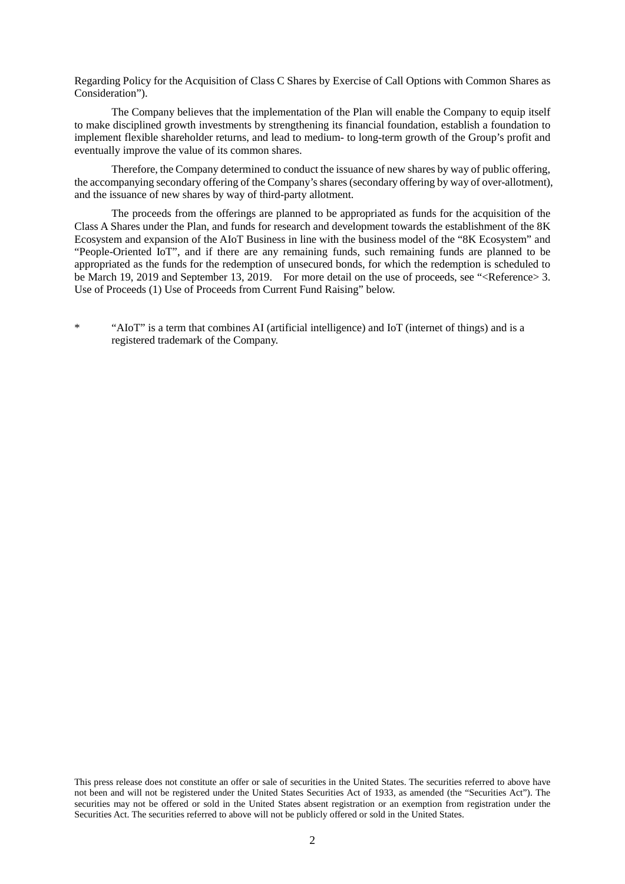Regarding Policy for the Acquisition of Class C Shares by Exercise of Call Options with Common Shares as Consideration").

The Company believes that the implementation of the Plan will enable the Company to equip itself to make disciplined growth investments by strengthening its financial foundation, establish a foundation to implement flexible shareholder returns, and lead to medium- to long-term growth of the Group's profit and eventually improve the value of its common shares.

Therefore, the Company determined to conduct the issuance of new shares by way of public offering, the accompanying secondary offering of the Company's shares (secondary offering by way of over-allotment), and the issuance of new shares by way of third-party allotment.

The proceeds from the offerings are planned to be appropriated as funds for the acquisition of the Class A Shares under the Plan, and funds for research and development towards the establishment of the 8K Ecosystem and expansion of the AIoT Business in line with the business model of the "8K Ecosystem" and "People-Oriented IoT", and if there are any remaining funds, such remaining funds are planned to be appropriated as the funds for the redemption of unsecured bonds, for which the redemption is scheduled to be March 19, 2019 and September 13, 2019. For more detail on the use of proceeds, see "<Reference> 3. Use of Proceeds (1) Use of Proceeds from Current Fund Raising" below.

\* "AIoT" is a term that combines AI (artificial intelligence) and IoT (internet of things) and is a registered trademark of the Company.

This press release does not constitute an offer or sale of securities in the United States. The securities referred to above have not been and will not be registered under the United States Securities Act of 1933, as amended (the "Securities Act"). The securities may not be offered or sold in the United States absent registration or an exemption from registration under the Securities Act. The securities referred to above will not be publicly offered or sold in the United States.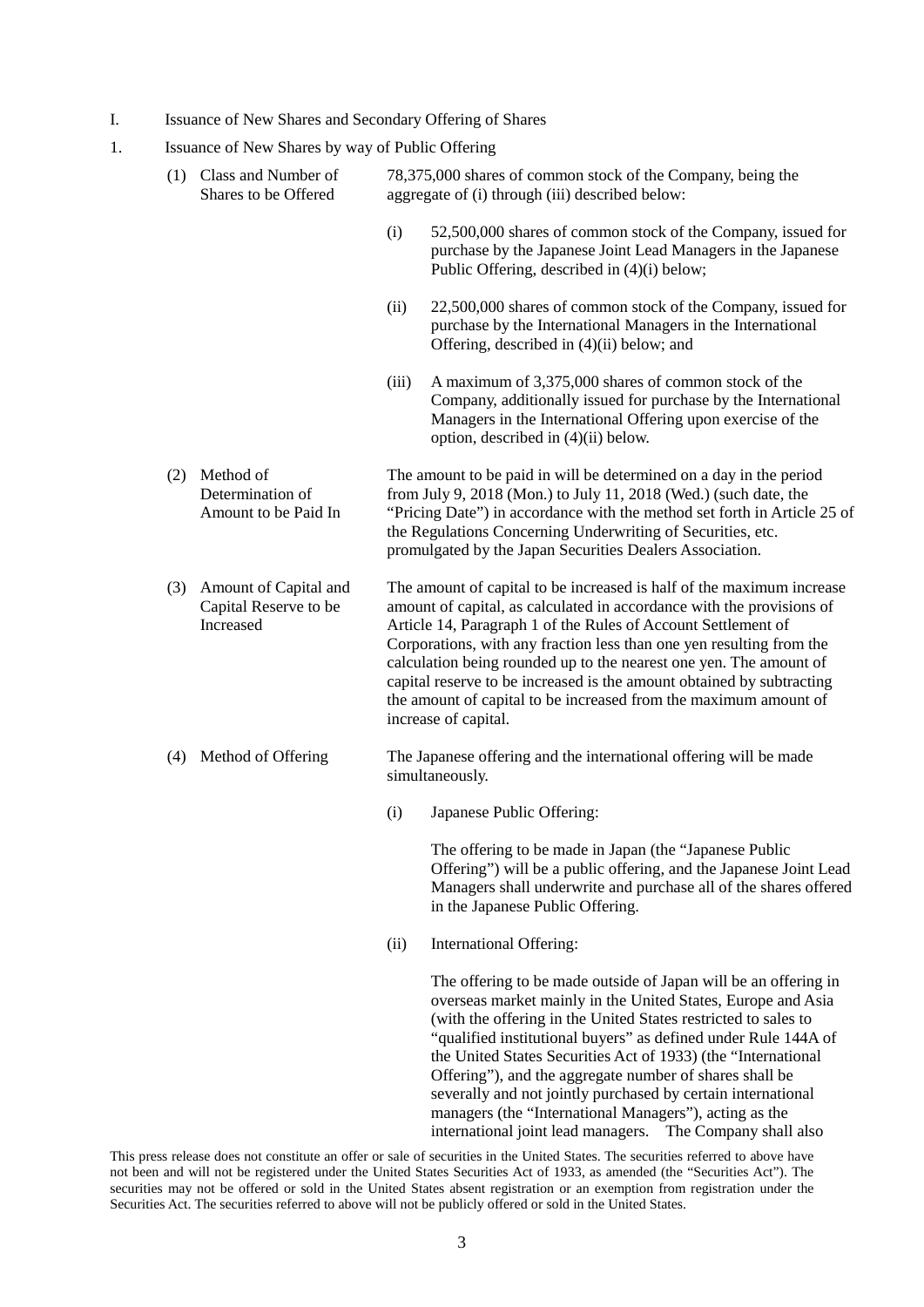I. Issuance of New Shares and Secondary Offering of Shares

1. Issuance of New Shares by way of Public Offering

(1) Class and Number of Shares to be Offered

78,375,000 shares of common stock of the Company, being the aggregate of (i) through (iii) described below:

(i) 52,500,000 shares of common stock of the Company, issued for purchase by the Japanese Joint Lead Managers in the Japanese Public Offering, described in (4)(i) below;

(ii) 22,500,000 shares of common stock of the Company, issued for purchase by the International Managers in the International Offering, described in (4)(ii) below; and

(iii) A maximum of 3,375,000 shares of common stock of the Company, additionally issued for purchase by the International Managers in the International Offering upon exercise of the option, described in (4)(ii) below.

(2) Method of Determination of Amount to be Paid In

The amount to be paid in will be determined on a day in the period from July 9, 2018 (Mon.) to July 11, 2018 (Wed.) (such date, the "Pricing Date") in accordance with the method set forth in Article 25 of the Regulations Concerning Underwriting of Securities, etc. promulgated by the Japan Securities Dealers Association.

(3) Amount of Capital and Capital Reserve to be Increased

The amount of capital to be increased is half of the maximum increase amount of capital, as calculated in accordance with the provisions of Article 14, Paragraph 1 of the Rules of Account Settlement of Corporations, with any fraction less than one yen resulting from the calculation being rounded up to the nearest one yen. The amount of capital reserve to be increased is the amount obtained by subtracting the amount of capital to be increased from the maximum amount of increase of capital.

(4) Method of Offering

The Japanese offering and the international offering will be made simultaneously.

(i) Japanese Public Offering:

The offering to be made in Japan (the "Japanese Public Offering") will be a public offering, and the Japanese Joint Lead Managers shall underwrite and purchase all of the shares offered in the Japanese Public Offering.

(ii) International Offering:

The offering to be made outside of Japan will be an offering in overseas market mainly in the United States, Europe and Asia (with the offering in the United States restricted to sales to "qualified institutional buyers" as defined under Rule 144A of the United States Securities Act of 1933) (the "International Offering"), and the aggregate number of shares shall be severally and not jointly purchased by certain international managers (the "International Managers"), acting as the international joint lead managers. The Company shall also

This press release does not constitute an offer or sale of securities in the United States. The securities referred to above have not been and will not be registered under the United States Securities Act of 1933, as amended (the "Securities Act"). The securities may not be offered or sold in the United States absent registration or an exemption from registration under the Securities Act. The securities referred to above will not be publicly offered or sold in the United States.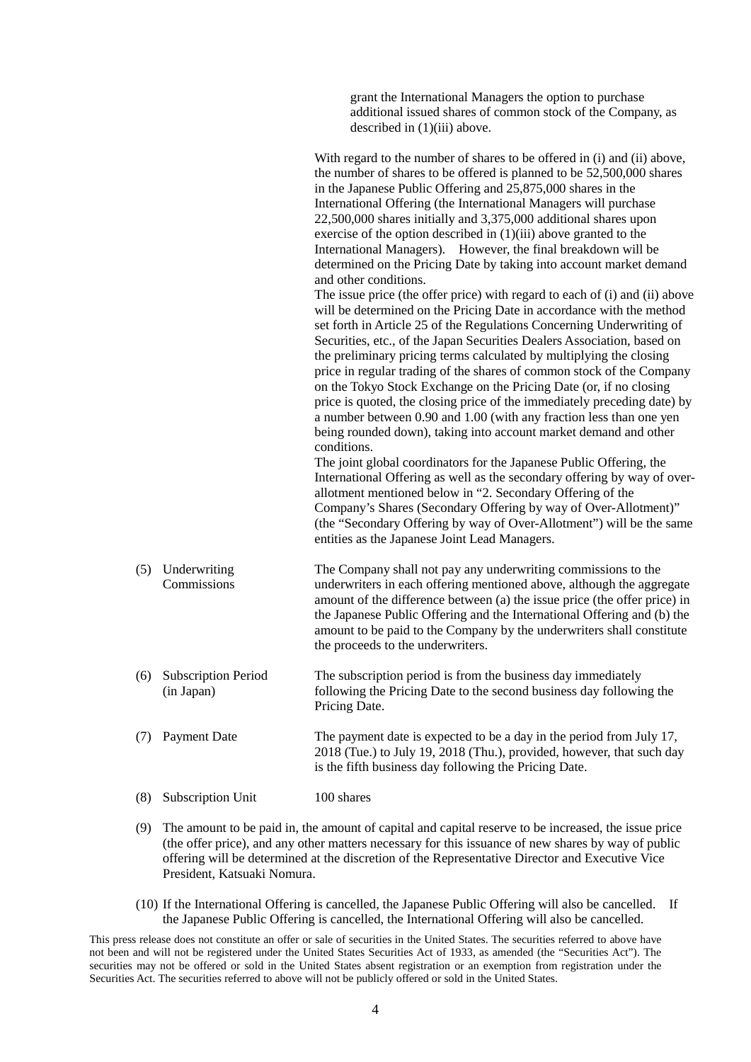grant the International Managers the option to purchase additional issued shares of common stock of the Company, as described in (1)(iii) above.

With regard to the number of shares to be offered in (i) and (ii) above, the number of shares to be offered is planned to be 52,500,000 shares in the Japanese Public Offering and 25,875,000 shares in the International Offering (the International Managers will purchase 22,500,000 shares initially and 3,375,000 additional shares upon exercise of the option described in (1)(iii) above granted to the International Managers). However, the final breakdown will be determined on the Pricing Date by taking into account market demand and other conditions.

The issue price (the offer price) with regard to each of (i) and (ii) above will be determined on the Pricing Date in accordance with the method set forth in Article 25 of the Regulations Concerning Underwriting of Securities, etc., of the Japan Securities Dealers Association, based on the preliminary pricing terms calculated by multiplying the closing price in regular trading of the shares of common stock of the Company on the Tokyo Stock Exchange on the Pricing Date (or, if no closing price is quoted, the closing price of the immediately preceding date) by a number between 0.90 and 1.00 (with any fraction less than one yen being rounded down), taking into account market demand and other conditions.

The joint global coordinators for the Japanese Public Offering, the International Offering as well as the secondary offering by way of over-allotment mentioned below in "2. Secondary Offering of the Company's Shares (Secondary Offering by way of Over-Allotment)" (the "Secondary Offering by way of Over-Allotment") will be the same entities as the Japanese Joint Lead Managers.

(5) Underwriting Commissions

The Company shall not pay any underwriting commissions to the underwriters in each offering mentioned above, although the aggregate amount of the difference between (a) the issue price (the offer price) in the Japanese Public Offering and the International Offering and (b) the amount to be paid to the Company by the underwriters shall constitute the proceeds to the underwriters.

(6) Subscription Period (in Japan)

The subscription period is from the business day immediately following the Pricing Date to the second business day following the Pricing Date.

(7) Payment Date

The payment date is expected to be a day in the period from July 17, 2018 (Tue.) to July 19, 2018 (Thu.), provided, however, that such day is the fifth business day following the Pricing Date.

(8) Subscription Unit

100 shares

(9) The amount to be paid in, the amount of capital and capital reserve to be increased, the issue price (the offer price), and any other matters necessary for this issuance of new shares by way of public offering will be determined at the discretion of the Representative Director and Executive Vice President, Katsuaki Nomura.

(10) If the International Offering is cancelled, the Japanese Public Offering will also be cancelled. If the Japanese Public Offering is cancelled, the International Offering will also be cancelled.

This press release does not constitute an offer or sale of securities in the United States. The securities referred to above have not been and will not be registered under the United States Securities Act of 1933, as amended (the "Securities Act"). The securities may not be offered or sold in the United States absent registration or an exemption from registration under the Securities Act. The securities referred to above will not be publicly offered or sold in the United States.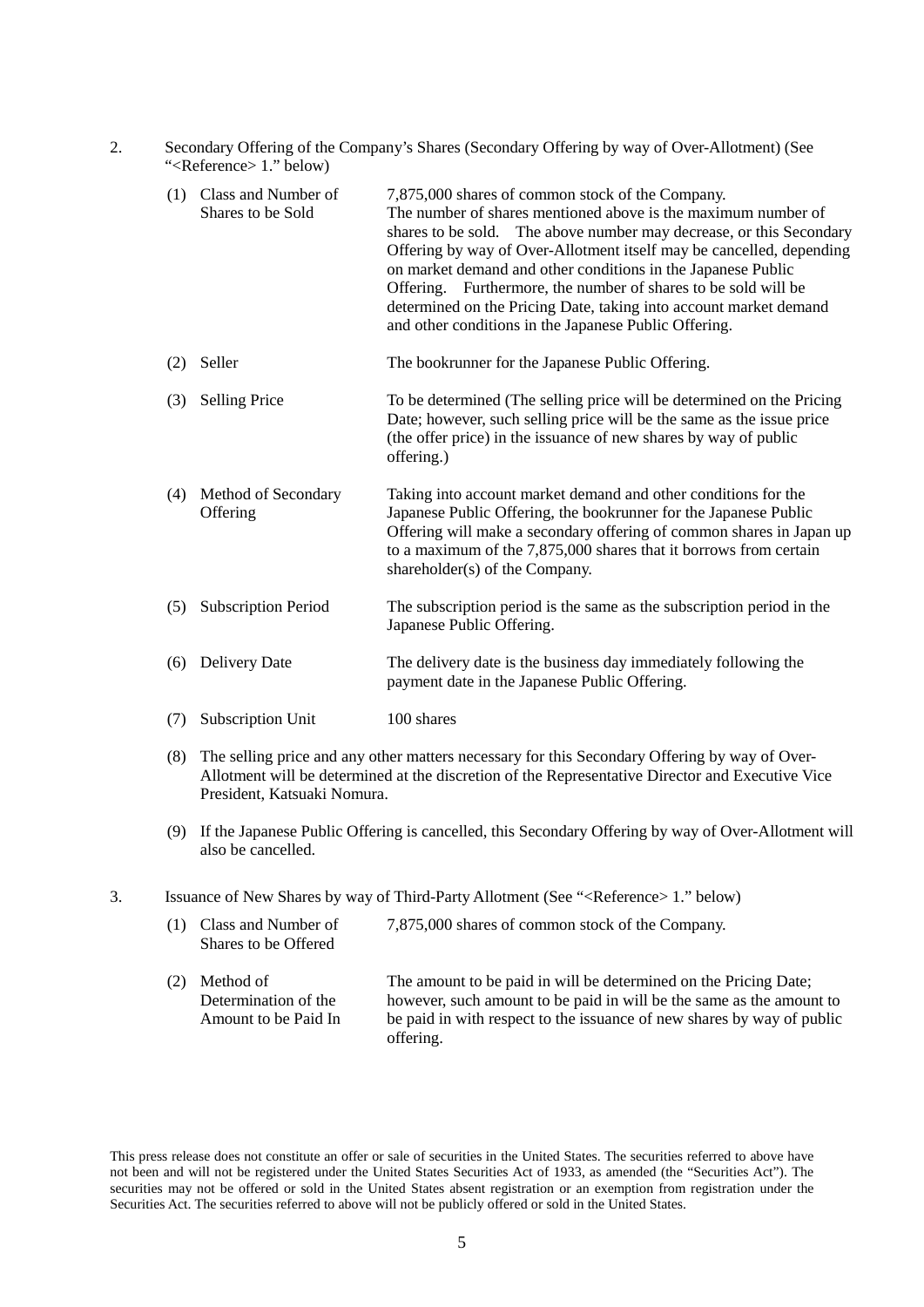2. Secondary Offering of the Company's Shares (Secondary Offering by way of Over-Allotment) (See "<Reference> 1." below)

| | | |
|---|---|---|
| (1) | Class and Number of Shares to be Sold | 7,875,000 shares of common stock of the Company. The number of shares mentioned above is the maximum number of shares to be sold. The above number may decrease, or this Secondary Offering by way of Over-Allotment itself may be cancelled, depending on market demand and other conditions in the Japanese Public Offering. Furthermore, the number of shares to be sold will be determined on the Pricing Date, taking into account market demand and other conditions in the Japanese Public Offering. |
| (2) | Seller | The bookrunner for the Japanese Public Offering. |
| (3) | Selling Price | To be determined (The selling price will be determined on the Pricing Date; however, such selling price will be the same as the issue price (the offer price) in the issuance of new shares by way of public offering.) |
| (4) | Method of Secondary Offering | Taking into account market demand and other conditions for the Japanese Public Offering, the bookrunner for the Japanese Public Offering will make a secondary offering of common shares in Japan up to a maximum of the 7,875,000 shares that it borrows from certain shareholder(s) of the Company. |
| (5) | Subscription Period | The subscription period is the same as the subscription period in the Japanese Public Offering. |
| (6) | Delivery Date | The delivery date is the business day immediately following the payment date in the Japanese Public Offering. |
| (7) | Subscription Unit | 100 shares |

(8) The selling price and any other matters necessary for this Secondary Offering by way of Over-Allotment will be determined at the discretion of the Representative Director and Executive Vice President, Katsuaki Nomura.

(9) If the Japanese Public Offering is cancelled, this Secondary Offering by way of Over-Allotment will also be cancelled.

3. Issuance of New Shares by way of Third-Party Allotment (See "<Reference> 1." below)

| | | |
|---|---|---|
| (1) | Class and Number of Shares to be Offered | 7,875,000 shares of common stock of the Company. |
| (2) | Method of Determination of the Amount to be Paid In | The amount to be paid in will be determined on the Pricing Date; however, such amount to be paid in will be the same as the amount to be paid in with respect to the issuance of new shares by way of public offering. |

This press release does not constitute an offer or sale of securities in the United States. The securities referred to above have not been and will not be registered under the United States Securities Act of 1933, as amended (the "Securities Act"). The securities may not be offered or sold in the United States absent registration or an exemption from registration under the Securities Act. The securities referred to above will not be publicly offered or sold in the United States.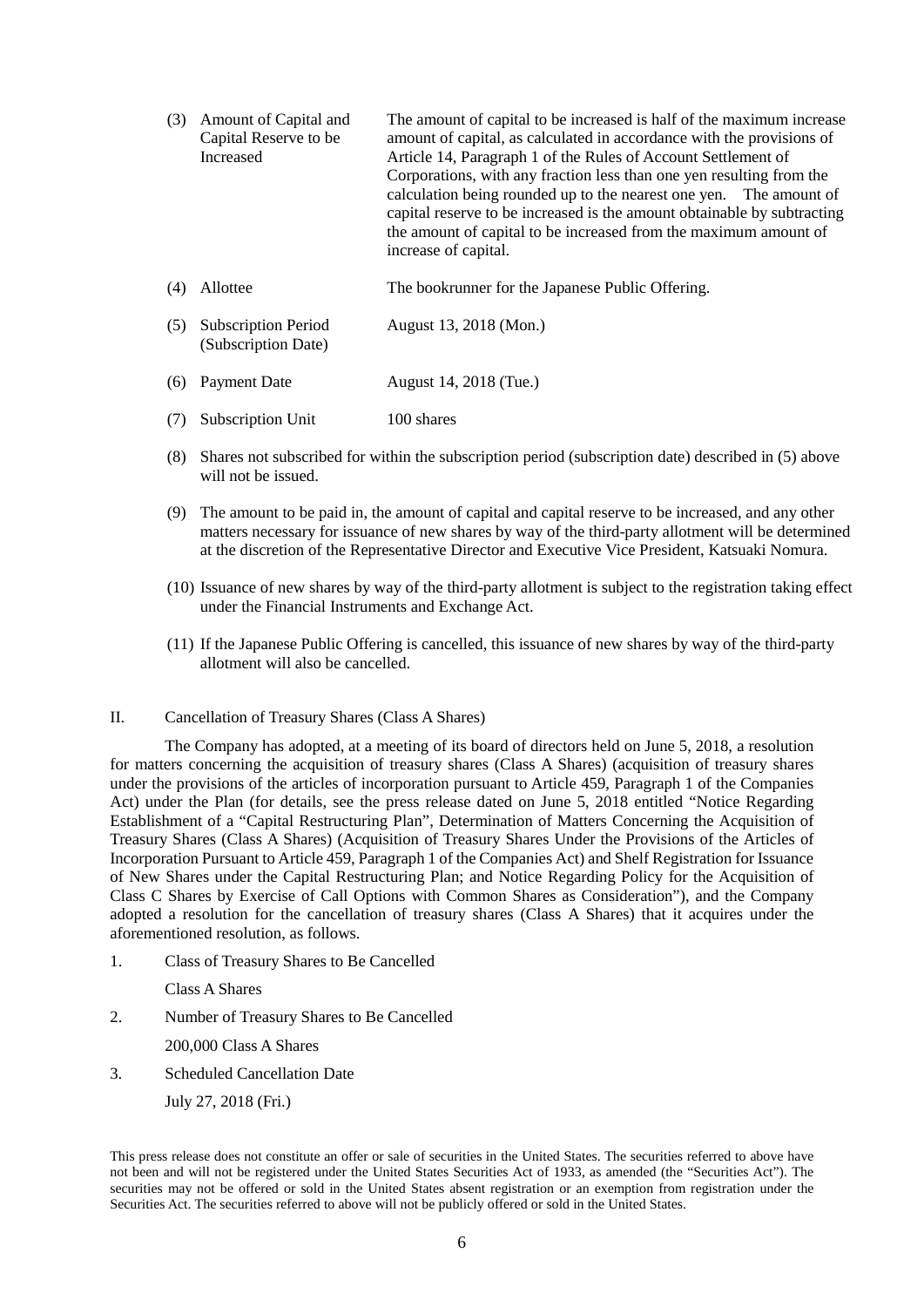(3) Amount of Capital and Capital Reserve to be Increased — The amount of capital to be increased is half of the maximum increase amount of capital, as calculated in accordance with the provisions of Article 14, Paragraph 1 of the Rules of Account Settlement of Corporations, with any fraction less than one yen resulting from the calculation being rounded up to the nearest one yen. The amount of capital reserve to be increased is the amount obtainable by subtracting the amount of capital to be increased from the maximum amount of increase of capital.

(4) Allottee — The bookrunner for the Japanese Public Offering.

(5) Subscription Period (Subscription Date) — August 13, 2018 (Mon.)

(6) Payment Date — August 14, 2018 (Tue.)

(7) Subscription Unit — 100 shares

(8) Shares not subscribed for within the subscription period (subscription date) described in (5) above will not be issued.

(9) The amount to be paid in, the amount of capital and capital reserve to be increased, and any other matters necessary for issuance of new shares by way of the third-party allotment will be determined at the discretion of the Representative Director and Executive Vice President, Katsuaki Nomura.

(10) Issuance of new shares by way of the third-party allotment is subject to the registration taking effect under the Financial Instruments and Exchange Act.

(11) If the Japanese Public Offering is cancelled, this issuance of new shares by way of the third-party allotment will also be cancelled.

## II. Cancellation of Treasury Shares (Class A Shares)

The Company has adopted, at a meeting of its board of directors held on June 5, 2018, a resolution for matters concerning the acquisition of treasury shares (Class A Shares) (acquisition of treasury shares under the provisions of the articles of incorporation pursuant to Article 459, Paragraph 1 of the Companies Act) under the Plan (for details, see the press release dated on June 5, 2018 entitled "Notice Regarding Establishment of a "Capital Restructuring Plan", Determination of Matters Concerning the Acquisition of Treasury Shares (Class A Shares) (Acquisition of Treasury Shares Under the Provisions of the Articles of Incorporation Pursuant to Article 459, Paragraph 1 of the Companies Act) and Shelf Registration for Issuance of New Shares under the Capital Restructuring Plan; and Notice Regarding Policy for the Acquisition of Class C Shares by Exercise of Call Options with Common Shares as Consideration"), and the Company adopted a resolution for the cancellation of treasury shares (Class A Shares) that it acquires under the aforementioned resolution, as follows.

1. Class of Treasury Shares to Be Cancelled

   Class A Shares

2. Number of Treasury Shares to Be Cancelled

   200,000 Class A Shares

3. Scheduled Cancellation Date

   July 27, 2018 (Fri.)

This press release does not constitute an offer or sale of securities in the United States. The securities referred to above have not been and will not be registered under the United States Securities Act of 1933, as amended (the "Securities Act"). The securities may not be offered or sold in the United States absent registration or an exemption from registration under the Securities Act. The securities referred to above will not be publicly offered or sold in the United States.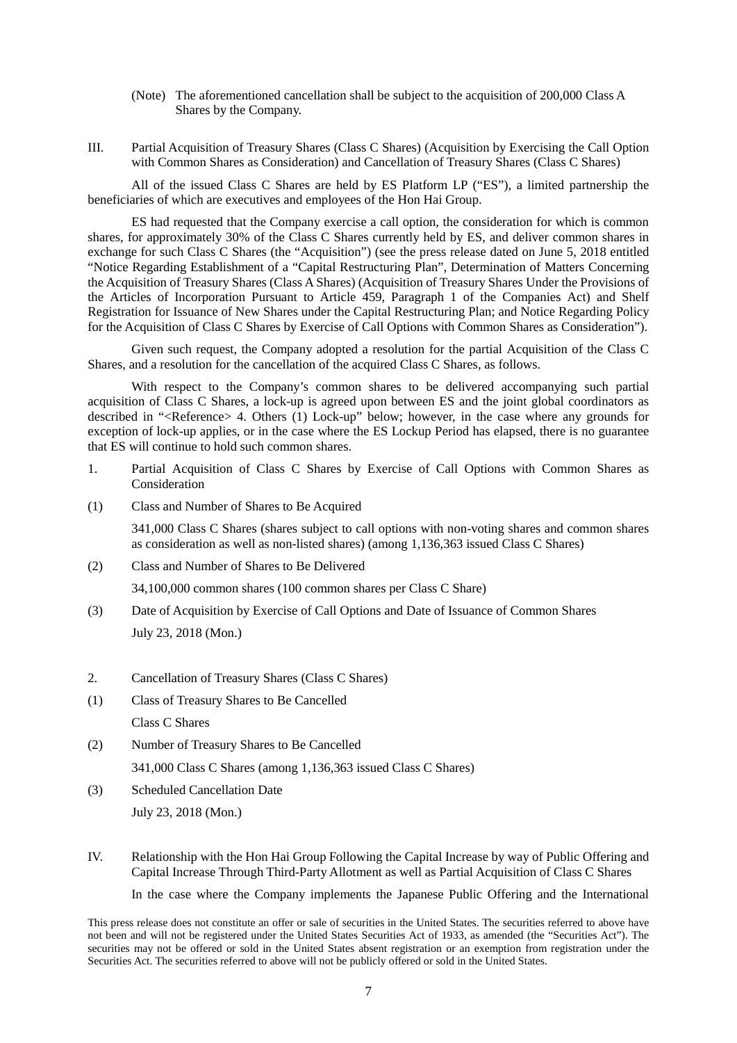(Note) The aforementioned cancellation shall be subject to the acquisition of 200,000 Class A Shares by the Company.

## III. Partial Acquisition of Treasury Shares (Class C Shares) (Acquisition by Exercising the Call Option with Common Shares as Consideration) and Cancellation of Treasury Shares (Class C Shares)

All of the issued Class C Shares are held by ES Platform LP ("ES"), a limited partnership the beneficiaries of which are executives and employees of the Hon Hai Group.

ES had requested that the Company exercise a call option, the consideration for which is common shares, for approximately 30% of the Class C Shares currently held by ES, and deliver common shares in exchange for such Class C Shares (the "Acquisition") (see the press release dated on June 5, 2018 entitled "Notice Regarding Establishment of a "Capital Restructuring Plan", Determination of Matters Concerning the Acquisition of Treasury Shares (Class A Shares) (Acquisition of Treasury Shares Under the Provisions of the Articles of Incorporation Pursuant to Article 459, Paragraph 1 of the Companies Act) and Shelf Registration for Issuance of New Shares under the Capital Restructuring Plan; and Notice Regarding Policy for the Acquisition of Class C Shares by Exercise of Call Options with Common Shares as Consideration").

Given such request, the Company adopted a resolution for the partial Acquisition of the Class C Shares, and a resolution for the cancellation of the acquired Class C Shares, as follows.

With respect to the Company's common shares to be delivered accompanying such partial acquisition of Class C Shares, a lock-up is agreed upon between ES and the joint global coordinators as described in "<Reference> 4. Others (1) Lock-up" below; however, in the case where any grounds for exception of lock-up applies, or in the case where the ES Lockup Period has elapsed, there is no guarantee that ES will continue to hold such common shares.

### 1. Partial Acquisition of Class C Shares by Exercise of Call Options with Common Shares as Consideration

(1) Class and Number of Shares to Be Acquired

341,000 Class C Shares (shares subject to call options with non-voting shares and common shares as consideration as well as non-listed shares) (among 1,136,363 issued Class C Shares)

(2) Class and Number of Shares to Be Delivered

34,100,000 common shares (100 common shares per Class C Share)

(3) Date of Acquisition by Exercise of Call Options and Date of Issuance of Common Shares

July 23, 2018 (Mon.)

### 2. Cancellation of Treasury Shares (Class C Shares)

(1) Class of Treasury Shares to Be Cancelled

Class C Shares

(2) Number of Treasury Shares to Be Cancelled

341,000 Class C Shares (among 1,136,363 issued Class C Shares)

(3) Scheduled Cancellation Date

July 23, 2018 (Mon.)

## IV. Relationship with the Hon Hai Group Following the Capital Increase by way of Public Offering and Capital Increase Through Third-Party Allotment as well as Partial Acquisition of Class C Shares

In the case where the Company implements the Japanese Public Offering and the International

This press release does not constitute an offer or sale of securities in the United States. The securities referred to above have not been and will not be registered under the United States Securities Act of 1933, as amended (the "Securities Act"). The securities may not be offered or sold in the United States absent registration or an exemption from registration under the Securities Act. The securities referred to above will not be publicly offered or sold in the United States.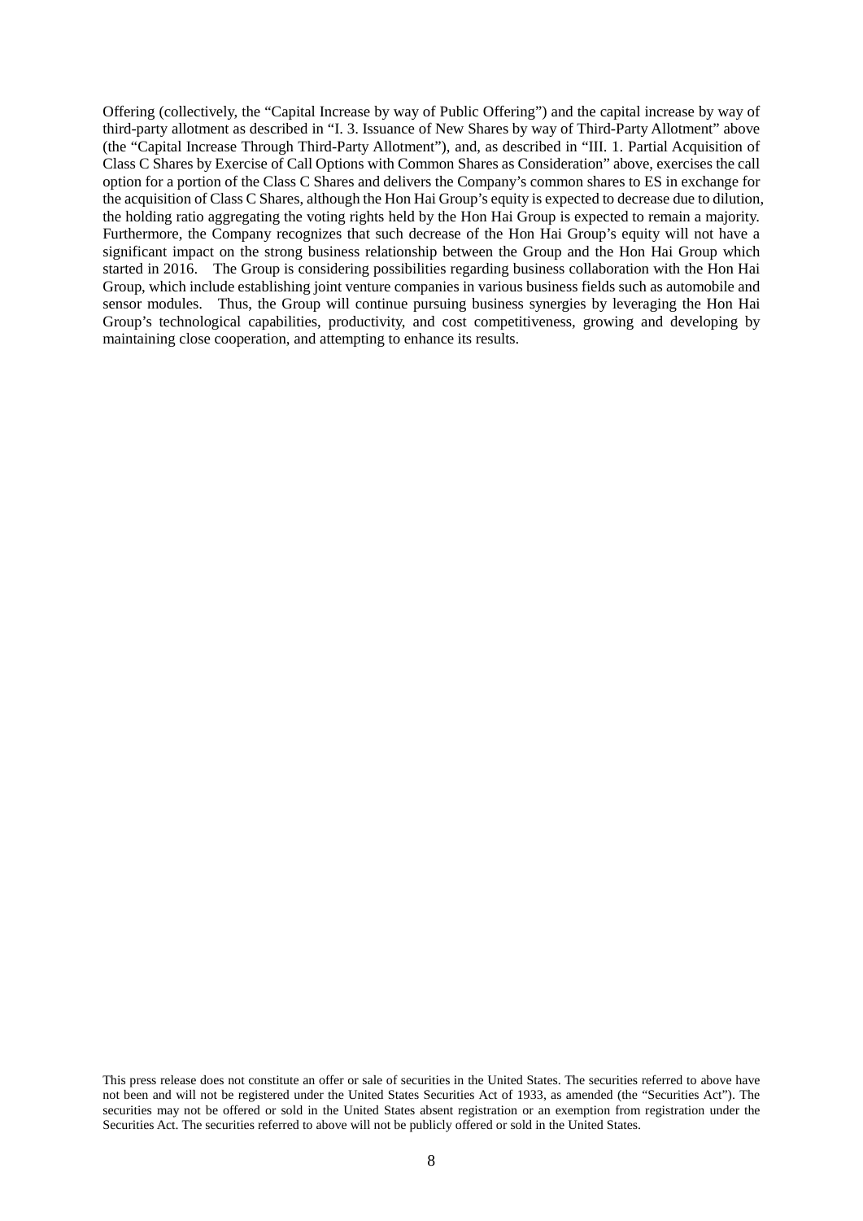Offering (collectively, the "Capital Increase by way of Public Offering") and the capital increase by way of third-party allotment as described in "I. 3. Issuance of New Shares by way of Third-Party Allotment" above (the "Capital Increase Through Third-Party Allotment"), and, as described in "III. 1. Partial Acquisition of Class C Shares by Exercise of Call Options with Common Shares as Consideration" above, exercises the call option for a portion of the Class C Shares and delivers the Company's common shares to ES in exchange for the acquisition of Class C Shares, although the Hon Hai Group's equity is expected to decrease due to dilution, the holding ratio aggregating the voting rights held by the Hon Hai Group is expected to remain a majority. Furthermore, the Company recognizes that such decrease of the Hon Hai Group's equity will not have a significant impact on the strong business relationship between the Group and the Hon Hai Group which started in 2016. The Group is considering possibilities regarding business collaboration with the Hon Hai Group, which include establishing joint venture companies in various business fields such as automobile and sensor modules. Thus, the Group will continue pursuing business synergies by leveraging the Hon Hai Group's technological capabilities, productivity, and cost competitiveness, growing and developing by maintaining close cooperation, and attempting to enhance its results.

This press release does not constitute an offer or sale of securities in the United States. The securities referred to above have not been and will not be registered under the United States Securities Act of 1933, as amended (the "Securities Act"). The securities may not be offered or sold in the United States absent registration or an exemption from registration under the Securities Act. The securities referred to above will not be publicly offered or sold in the United States.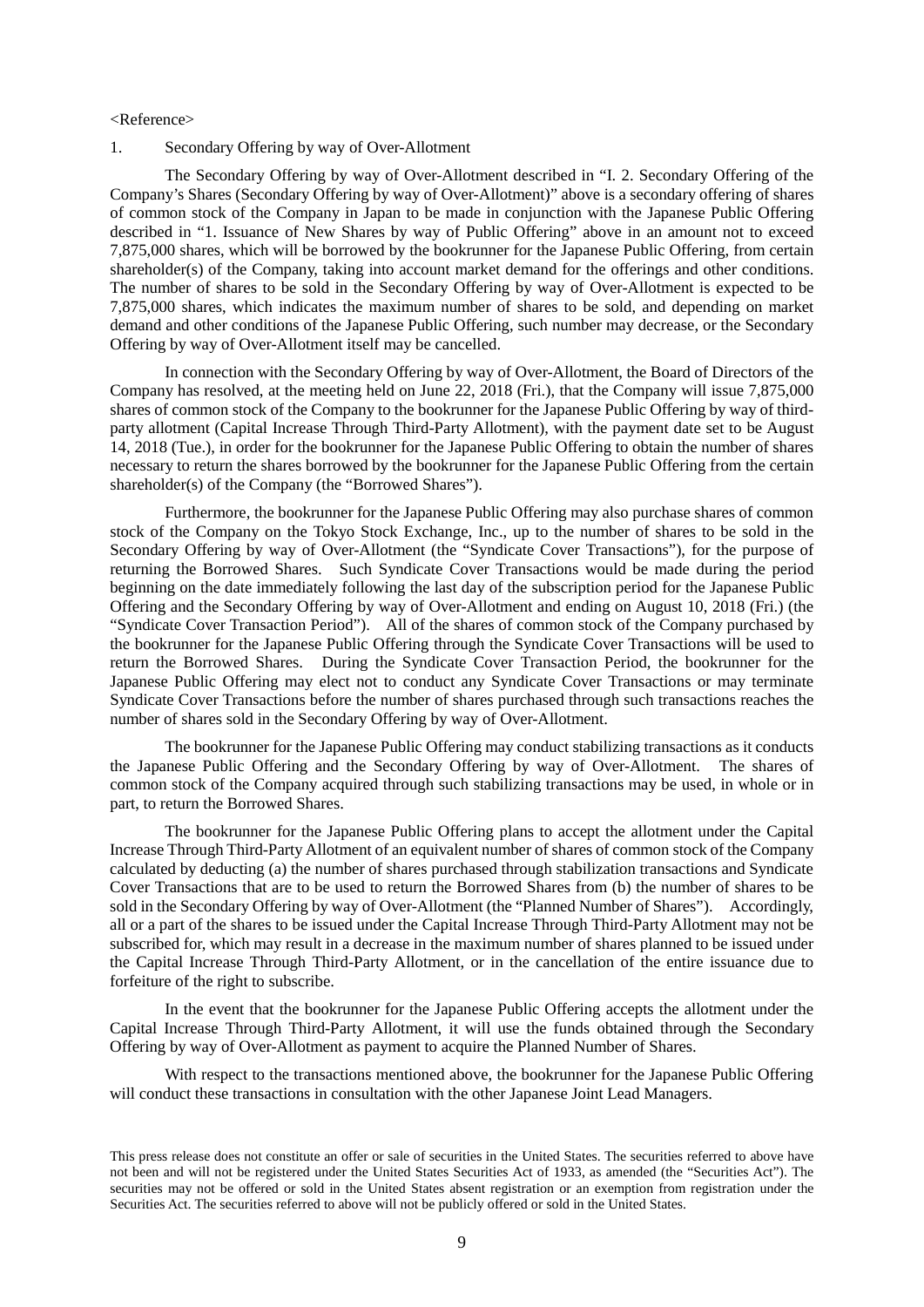<Reference>

1. Secondary Offering by way of Over-Allotment

The Secondary Offering by way of Over-Allotment described in "I. 2. Secondary Offering of the Company's Shares (Secondary Offering by way of Over-Allotment)" above is a secondary offering of shares of common stock of the Company in Japan to be made in conjunction with the Japanese Public Offering described in "1. Issuance of New Shares by way of Public Offering" above in an amount not to exceed 7,875,000 shares, which will be borrowed by the bookrunner for the Japanese Public Offering, from certain shareholder(s) of the Company, taking into account market demand for the offerings and other conditions. The number of shares to be sold in the Secondary Offering by way of Over-Allotment is expected to be 7,875,000 shares, which indicates the maximum number of shares to be sold, and depending on market demand and other conditions of the Japanese Public Offering, such number may decrease, or the Secondary Offering by way of Over-Allotment itself may be cancelled.

In connection with the Secondary Offering by way of Over-Allotment, the Board of Directors of the Company has resolved, at the meeting held on June 22, 2018 (Fri.), that the Company will issue 7,875,000 shares of common stock of the Company to the bookrunner for the Japanese Public Offering by way of third-party allotment (Capital Increase Through Third-Party Allotment), with the payment date set to be August 14, 2018 (Tue.), in order for the bookrunner for the Japanese Public Offering to obtain the number of shares necessary to return the shares borrowed by the bookrunner for the Japanese Public Offering from the certain shareholder(s) of the Company (the "Borrowed Shares").

Furthermore, the bookrunner for the Japanese Public Offering may also purchase shares of common stock of the Company on the Tokyo Stock Exchange, Inc., up to the number of shares to be sold in the Secondary Offering by way of Over-Allotment (the "Syndicate Cover Transactions"), for the purpose of returning the Borrowed Shares. Such Syndicate Cover Transactions would be made during the period beginning on the date immediately following the last day of the subscription period for the Japanese Public Offering and the Secondary Offering by way of Over-Allotment and ending on August 10, 2018 (Fri.) (the "Syndicate Cover Transaction Period"). All of the shares of common stock of the Company purchased by the bookrunner for the Japanese Public Offering through the Syndicate Cover Transactions will be used to return the Borrowed Shares. During the Syndicate Cover Transaction Period, the bookrunner for the Japanese Public Offering may elect not to conduct any Syndicate Cover Transactions or may terminate Syndicate Cover Transactions before the number of shares purchased through such transactions reaches the number of shares sold in the Secondary Offering by way of Over-Allotment.

The bookrunner for the Japanese Public Offering may conduct stabilizing transactions as it conducts the Japanese Public Offering and the Secondary Offering by way of Over-Allotment. The shares of common stock of the Company acquired through such stabilizing transactions may be used, in whole or in part, to return the Borrowed Shares.

The bookrunner for the Japanese Public Offering plans to accept the allotment under the Capital Increase Through Third-Party Allotment of an equivalent number of shares of common stock of the Company calculated by deducting (a) the number of shares purchased through stabilization transactions and Syndicate Cover Transactions that are to be used to return the Borrowed Shares from (b) the number of shares to be sold in the Secondary Offering by way of Over-Allotment (the "Planned Number of Shares"). Accordingly, all or a part of the shares to be issued under the Capital Increase Through Third-Party Allotment may not be subscribed for, which may result in a decrease in the maximum number of shares planned to be issued under the Capital Increase Through Third-Party Allotment, or in the cancellation of the entire issuance due to forfeiture of the right to subscribe.

In the event that the bookrunner for the Japanese Public Offering accepts the allotment under the Capital Increase Through Third-Party Allotment, it will use the funds obtained through the Secondary Offering by way of Over-Allotment as payment to acquire the Planned Number of Shares.

With respect to the transactions mentioned above, the bookrunner for the Japanese Public Offering will conduct these transactions in consultation with the other Japanese Joint Lead Managers.

This press release does not constitute an offer or sale of securities in the United States. The securities referred to above have not been and will not be registered under the United States Securities Act of 1933, as amended (the "Securities Act"). The securities may not be offered or sold in the United States absent registration or an exemption from registration under the Securities Act. The securities referred to above will not be publicly offered or sold in the United States.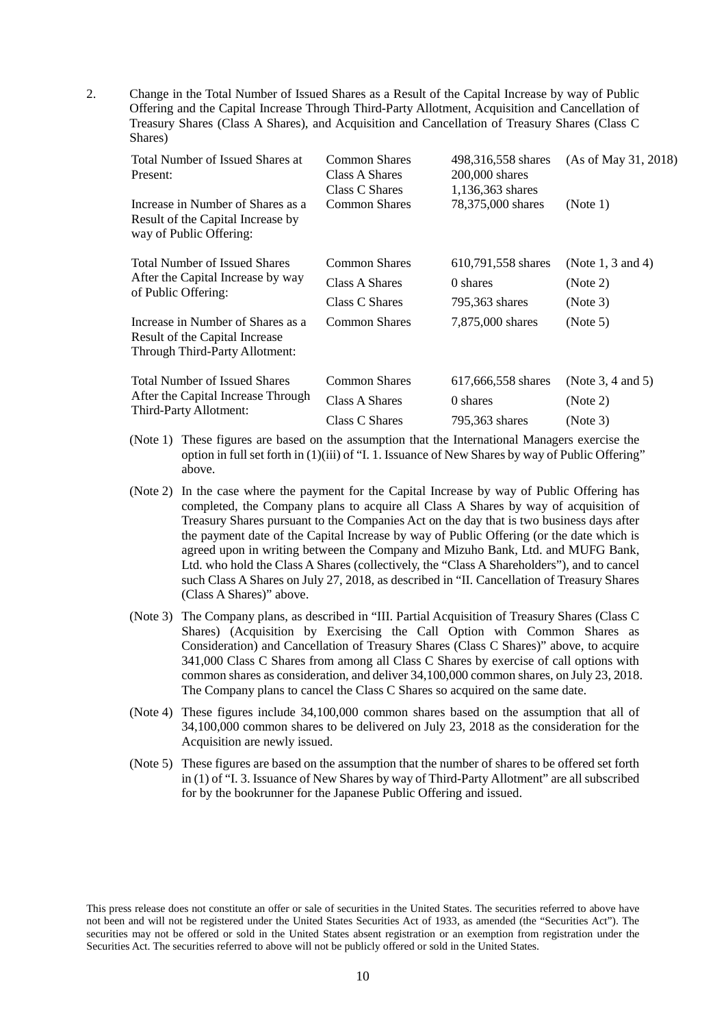2. Change in the Total Number of Issued Shares as a Result of the Capital Increase by way of Public Offering and the Capital Increase Through Third-Party Allotment, Acquisition and Cancellation of Treasury Shares (Class A Shares), and Acquisition and Cancellation of Treasury Shares (Class C Shares)

| | | | |
|---|---|---|---|
| Total Number of Issued Shares at Present: | Common Shares | 498,316,558 shares | (As of May 31, 2018) |
| | Class A Shares | 200,000 shares | |
| | Class C Shares | 1,136,363 shares | |
| Increase in Number of Shares as a Result of the Capital Increase by way of Public Offering: | Common Shares | 78,375,000 shares | (Note 1) |
| Total Number of Issued Shares After the Capital Increase by way of Public Offering: | Common Shares | 610,791,558 shares | (Note 1, 3 and 4) |
| | Class A Shares | 0 shares | (Note 2) |
| | Class C Shares | 795,363 shares | (Note 3) |
| Increase in Number of Shares as a Result of the Capital Increase Through Third-Party Allotment: | Common Shares | 7,875,000 shares | (Note 5) |
| Total Number of Issued Shares After the Capital Increase Through Third-Party Allotment: | Common Shares | 617,666,558 shares | (Note 3, 4 and 5) |
| | Class A Shares | 0 shares | (Note 2) |
| | Class C Shares | 795,363 shares | (Note 3) |

(Note 1) These figures are based on the assumption that the International Managers exercise the option in full set forth in (1)(iii) of "I. 1. Issuance of New Shares by way of Public Offering" above.

(Note 2) In the case where the payment for the Capital Increase by way of Public Offering has completed, the Company plans to acquire all Class A Shares by way of acquisition of Treasury Shares pursuant to the Companies Act on the day that is two business days after the payment date of the Capital Increase by way of Public Offering (or the date which is agreed upon in writing between the Company and Mizuho Bank, Ltd. and MUFG Bank, Ltd. who hold the Class A Shares (collectively, the "Class A Shareholders"), and to cancel such Class A Shares on July 27, 2018, as described in "II. Cancellation of Treasury Shares (Class A Shares)" above.

(Note 3) The Company plans, as described in "III. Partial Acquisition of Treasury Shares (Class C Shares) (Acquisition by Exercising the Call Option with Common Shares as Consideration) and Cancellation of Treasury Shares (Class C Shares)" above, to acquire 341,000 Class C Shares from among all Class C Shares by exercise of call options with common shares as consideration, and deliver 34,100,000 common shares, on July 23, 2018. The Company plans to cancel the Class C Shares so acquired on the same date.

(Note 4) These figures include 34,100,000 common shares based on the assumption that all of 34,100,000 common shares to be delivered on July 23, 2018 as the consideration for the Acquisition are newly issued.

(Note 5) These figures are based on the assumption that the number of shares to be offered set forth in (1) of "I. 3. Issuance of New Shares by way of Third-Party Allotment" are all subscribed for by the bookrunner for the Japanese Public Offering and issued.

This press release does not constitute an offer or sale of securities in the United States. The securities referred to above have not been and will not be registered under the United States Securities Act of 1933, as amended (the "Securities Act"). The securities may not be offered or sold in the United States absent registration or an exemption from registration under the Securities Act. The securities referred to above will not be publicly offered or sold in the United States.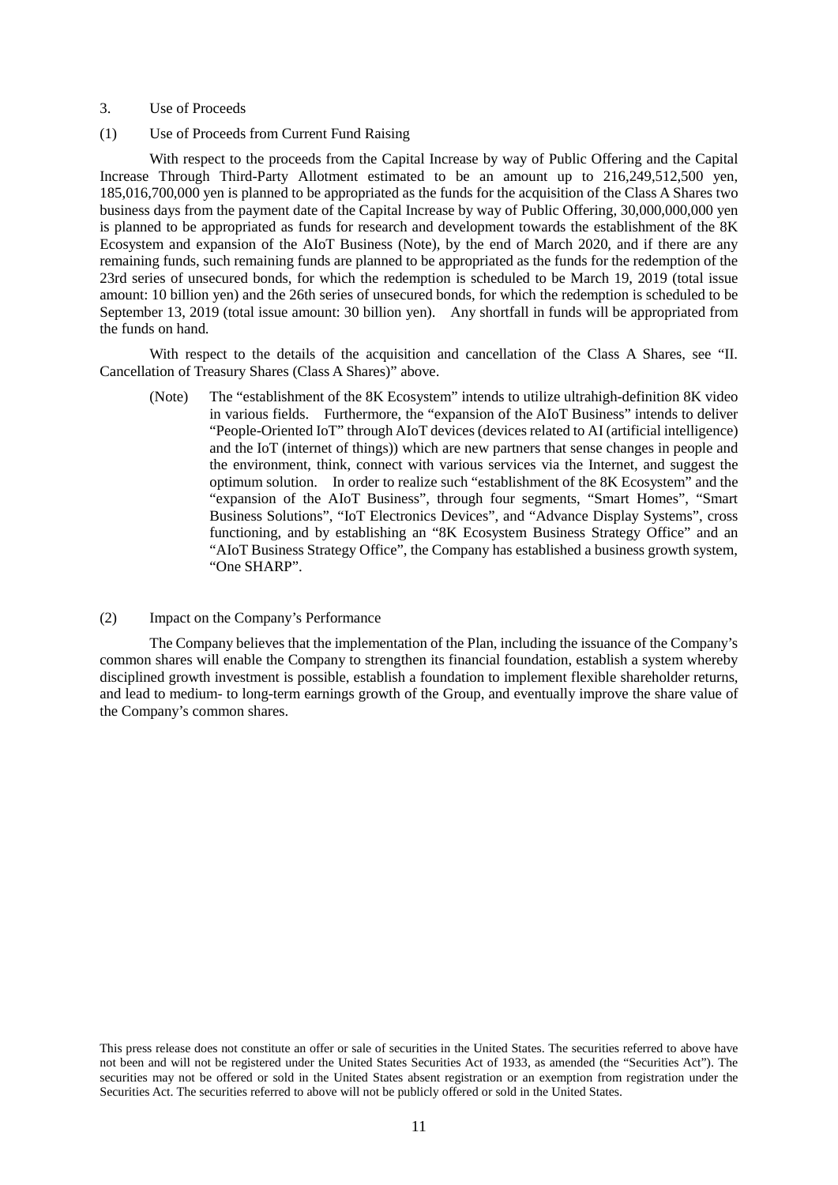## 3. Use of Proceeds

### (1) Use of Proceeds from Current Fund Raising

With respect to the proceeds from the Capital Increase by way of Public Offering and the Capital Increase Through Third-Party Allotment estimated to be an amount up to 216,249,512,500 yen, 185,016,700,000 yen is planned to be appropriated as the funds for the acquisition of the Class A Shares two business days from the payment date of the Capital Increase by way of Public Offering, 30,000,000,000 yen is planned to be appropriated as funds for research and development towards the establishment of the 8K Ecosystem and expansion of the AIoT Business (Note), by the end of March 2020, and if there are any remaining funds, such remaining funds are planned to be appropriated as the funds for the redemption of the 23rd series of unsecured bonds, for which the redemption is scheduled to be March 19, 2019 (total issue amount: 10 billion yen) and the 26th series of unsecured bonds, for which the redemption is scheduled to be September 13, 2019 (total issue amount: 30 billion yen). Any shortfall in funds will be appropriated from the funds on hand.

With respect to the details of the acquisition and cancellation of the Class A Shares, see "II. Cancellation of Treasury Shares (Class A Shares)" above.

(Note) The "establishment of the 8K Ecosystem" intends to utilize ultrahigh-definition 8K video in various fields. Furthermore, the "expansion of the AIoT Business" intends to deliver "People-Oriented IoT" through AIoT devices (devices related to AI (artificial intelligence) and the IoT (internet of things)) which are new partners that sense changes in people and the environment, think, connect with various services via the Internet, and suggest the optimum solution. In order to realize such "establishment of the 8K Ecosystem" and the "expansion of the AIoT Business", through four segments, "Smart Homes", "Smart Business Solutions", "IoT Electronics Devices", and "Advance Display Systems", cross functioning, and by establishing an "8K Ecosystem Business Strategy Office" and an "AIoT Business Strategy Office", the Company has established a business growth system, "One SHARP".

### (2) Impact on the Company's Performance

The Company believes that the implementation of the Plan, including the issuance of the Company's common shares will enable the Company to strengthen its financial foundation, establish a system whereby disciplined growth investment is possible, establish a foundation to implement flexible shareholder returns, and lead to medium- to long-term earnings growth of the Group, and eventually improve the share value of the Company's common shares.

This press release does not constitute an offer or sale of securities in the United States. The securities referred to above have not been and will not be registered under the United States Securities Act of 1933, as amended (the "Securities Act"). The securities may not be offered or sold in the United States absent registration or an exemption from registration under the Securities Act. The securities referred to above will not be publicly offered or sold in the United States.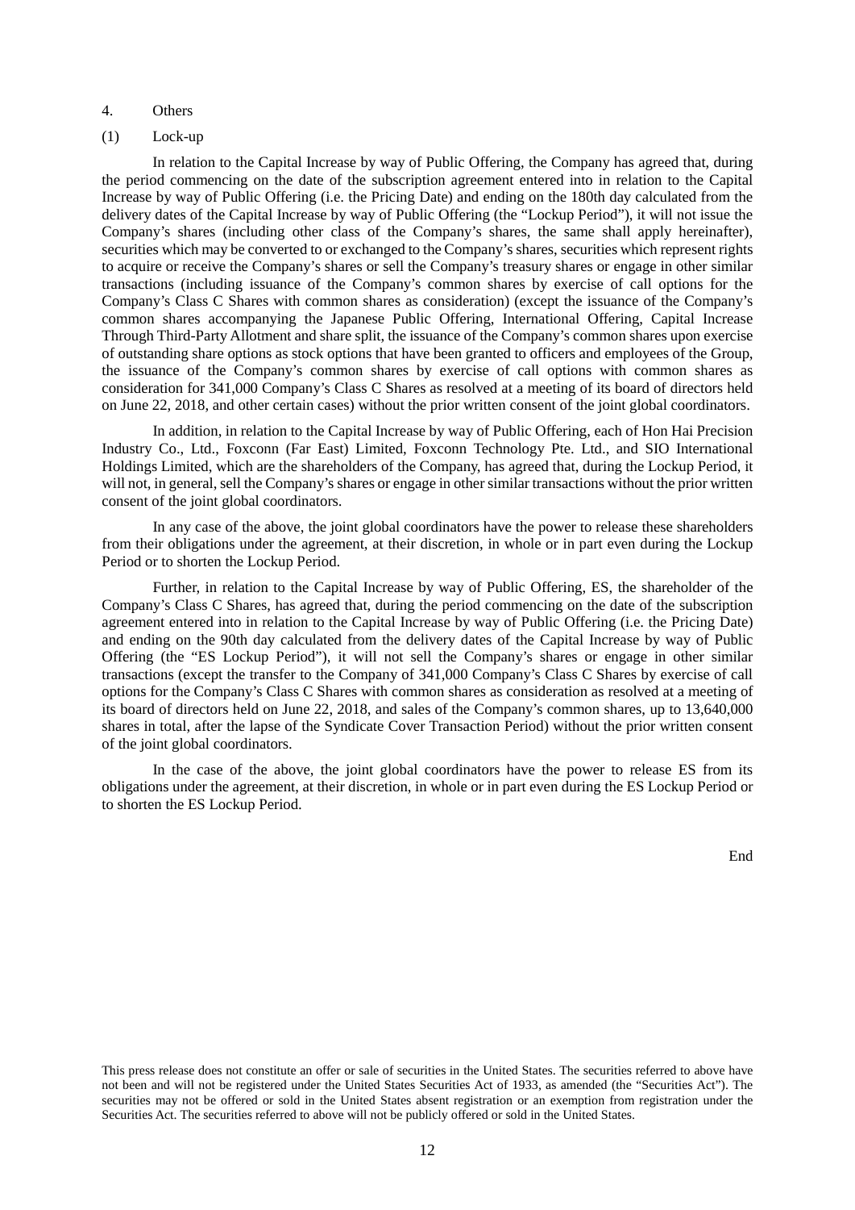4. Others

(1) Lock-up

In relation to the Capital Increase by way of Public Offering, the Company has agreed that, during the period commencing on the date of the subscription agreement entered into in relation to the Capital Increase by way of Public Offering (i.e. the Pricing Date) and ending on the 180th day calculated from the delivery dates of the Capital Increase by way of Public Offering (the "Lockup Period"), it will not issue the Company's shares (including other class of the Company's shares, the same shall apply hereinafter), securities which may be converted to or exchanged to the Company's shares, securities which represent rights to acquire or receive the Company's shares or sell the Company's treasury shares or engage in other similar transactions (including issuance of the Company's common shares by exercise of call options for the Company's Class C Shares with common shares as consideration) (except the issuance of the Company's common shares accompanying the Japanese Public Offering, International Offering, Capital Increase Through Third-Party Allotment and share split, the issuance of the Company's common shares upon exercise of outstanding share options as stock options that have been granted to officers and employees of the Group, the issuance of the Company's common shares by exercise of call options with common shares as consideration for 341,000 Company's Class C Shares as resolved at a meeting of its board of directors held on June 22, 2018, and other certain cases) without the prior written consent of the joint global coordinators.

In addition, in relation to the Capital Increase by way of Public Offering, each of Hon Hai Precision Industry Co., Ltd., Foxconn (Far East) Limited, Foxconn Technology Pte. Ltd., and SIO International Holdings Limited, which are the shareholders of the Company, has agreed that, during the Lockup Period, it will not, in general, sell the Company's shares or engage in other similar transactions without the prior written consent of the joint global coordinators.

In any case of the above, the joint global coordinators have the power to release these shareholders from their obligations under the agreement, at their discretion, in whole or in part even during the Lockup Period or to shorten the Lockup Period.

Further, in relation to the Capital Increase by way of Public Offering, ES, the shareholder of the Company's Class C Shares, has agreed that, during the period commencing on the date of the subscription agreement entered into in relation to the Capital Increase by way of Public Offering (i.e. the Pricing Date) and ending on the 90th day calculated from the delivery dates of the Capital Increase by way of Public Offering (the "ES Lockup Period"), it will not sell the Company's shares or engage in other similar transactions (except the transfer to the Company of 341,000 Company's Class C Shares by exercise of call options for the Company's Class C Shares with common shares as consideration as resolved at a meeting of its board of directors held on June 22, 2018, and sales of the Company's common shares, up to 13,640,000 shares in total, after the lapse of the Syndicate Cover Transaction Period) without the prior written consent of the joint global coordinators.

In the case of the above, the joint global coordinators have the power to release ES from its obligations under the agreement, at their discretion, in whole or in part even during the ES Lockup Period or to shorten the ES Lockup Period.

End

This press release does not constitute an offer or sale of securities in the United States. The securities referred to above have not been and will not be registered under the United States Securities Act of 1933, as amended (the "Securities Act"). The securities may not be offered or sold in the United States absent registration or an exemption from registration under the Securities Act. The securities referred to above will not be publicly offered or sold in the United States.